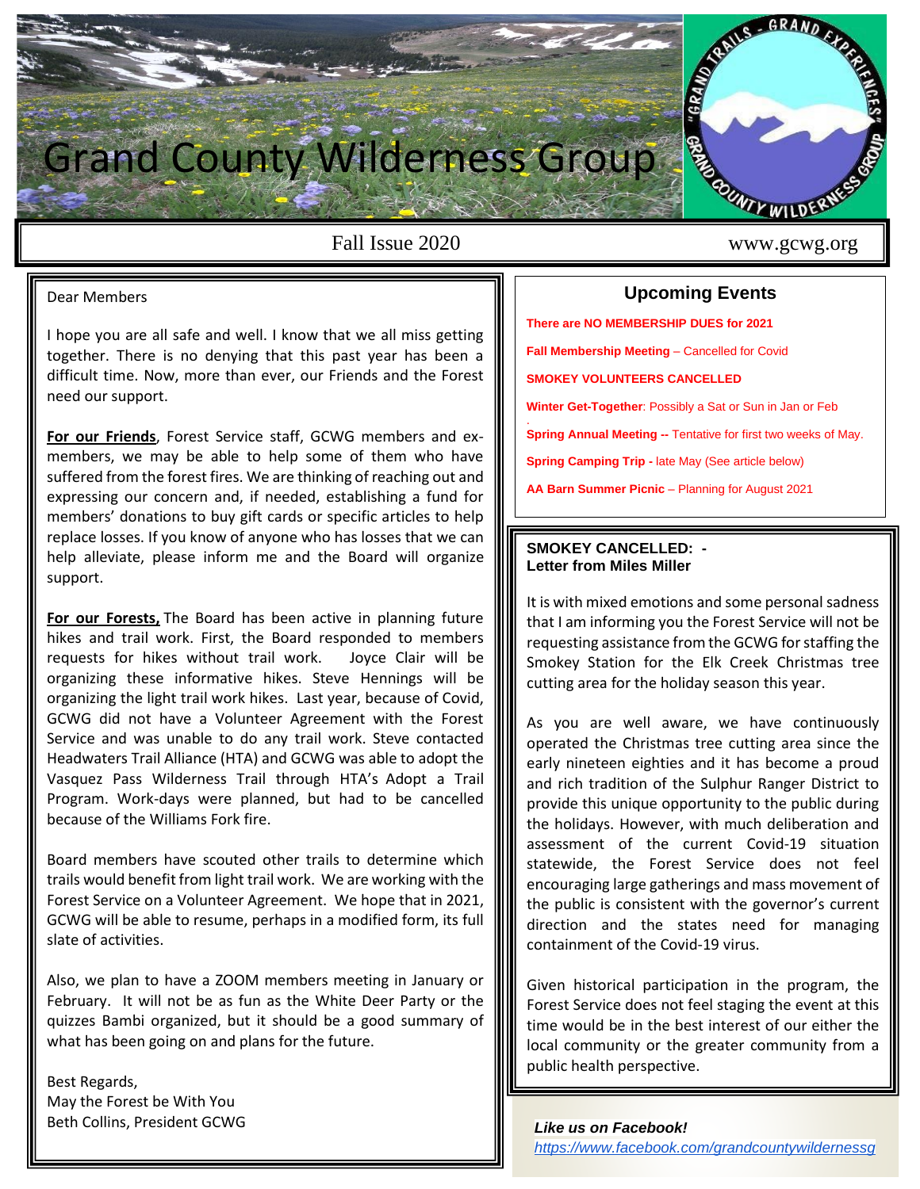# Grand County Wilderness Group

Fall Issue 2020 www.gcwg.org

Dear Members

I hope you are all safe and well. I know that we all miss getting together. There is no denying that this past year has been a difficult time. Now, more than ever, our Friends and the Forest need our support.

**For our Friends**, Forest Service staff, GCWG members and ex-members, we may be able to help some of them who have suffered from the forest fires. We are thinking of reaching out and expressing our concern and, if needed, establishing a fund for members' donations to buy gift cards or specific articles to help replace losses. If you know of anyone who has losses that we can help alleviate, please inform me and the Board will organize support.

**For our Forests,** The Board has been active in planning future hikes and trail work. First, the Board responded to members requests for hikes without trail work. Joyce Clair will be organizing these informative hikes. Steve Hennings will be organizing the light trail work hikes. Last year, because of Covid, GCWG did not have a Volunteer Agreement with the Forest Service and was unable to do any trail work. Steve contacted Headwaters Trail Alliance (HTA) and GCWG was able to adopt the Vasquez Pass Wilderness Trail through HTA's Adopt a Trail Program. Work-days were planned, but had to be cancelled because of the Williams Fork fire.

Board members have scouted other trails to determine which trails would benefit from light trail work. We are working with the Forest Service on a Volunteer Agreement. We hope that in 2021, GCWG will be able to resume, perhaps in a modified form, its full slate of activities.

Also, we plan to have a ZOOM members meeting in January or February. It will not be as fun as the White Deer Party or the quizzes Bambi organized, but it should be a good summary of what has been going on and plans for the future.

Best Regards,
May the Forest be With You
Beth Collins, President GCWG

## Upcoming Events

**There are NO MEMBERSHIP DUES for 2021**

**Fall Membership Meeting** – Cancelled for Covid

**SMOKEY VOLUNTEERS CANCELLED**

**Winter Get-Together**: Possibly a Sat or Sun in Jan or Feb

**Spring Annual Meeting --** Tentative for first two weeks of May.

**Spring Camping Trip -** late May (See article below)

**AA Barn Summer Picnic** – Planning for August 2021

## SMOKEY CANCELLED: - Letter from Miles Miller

It is with mixed emotions and some personal sadness that I am informing you the Forest Service will not be requesting assistance from the GCWG for staffing the Smokey Station for the Elk Creek Christmas tree cutting area for the holiday season this year.

As you are well aware, we have continuously operated the Christmas tree cutting area since the early nineteen eighties and it has become a proud and rich tradition of the Sulphur Ranger District to provide this unique opportunity to the public during the holidays. However, with much deliberation and assessment of the current Covid-19 situation statewide, the Forest Service does not feel encouraging large gatherings and mass movement of the public is consistent with the governor's current direction and the states need for managing containment of the Covid-19 virus.

Given historical participation in the program, the Forest Service does not feel staging the event at this time would be in the best interest of our either the local community or the greater community from a public health perspective.

***Like us on Facebook!***
*https://www.facebook.com/grandcountywildernessg*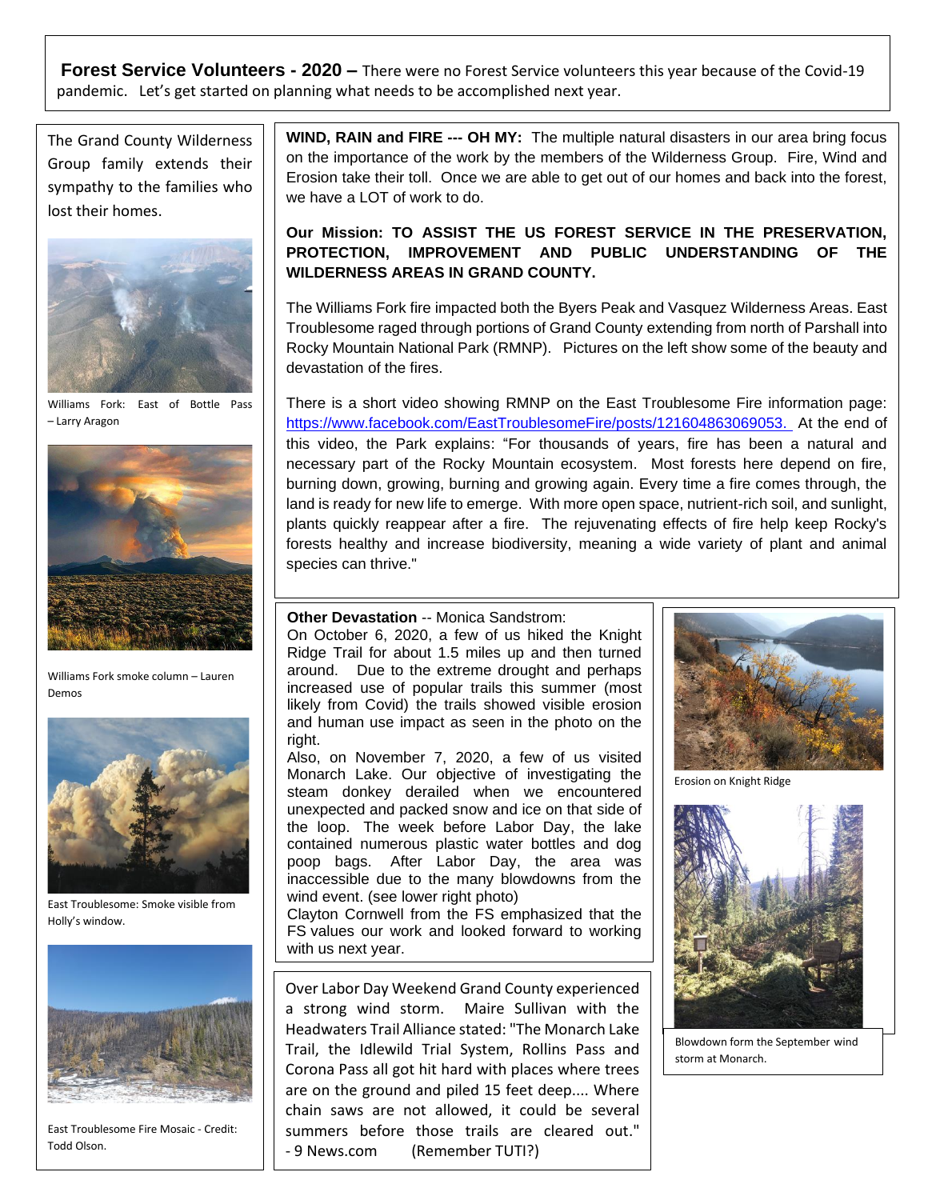**Forest Service Volunteers - 2020 –** There were no Forest Service volunteers this year because of the Covid-19 pandemic. Let's get started on planning what needs to be accomplished next year.

The Grand County Wilderness Group family extends their sympathy to the families who lost their homes.

Williams Fork: East of Bottle Pass – Larry Aragon

Williams Fork smoke column – Lauren Demos

East Troublesome: Smoke visible from Holly's window.

East Troublesome Fire Mosaic - Credit: Todd Olson.

**WIND, RAIN and FIRE --- OH MY:** The multiple natural disasters in our area bring focus on the importance of the work by the members of the Wilderness Group. Fire, Wind and Erosion take their toll. Once we are able to get out of our homes and back into the forest, we have a LOT of work to do.

**Our Mission: TO ASSIST THE US FOREST SERVICE IN THE PRESERVATION, PROTECTION, IMPROVEMENT AND PUBLIC UNDERSTANDING OF THE WILDERNESS AREAS IN GRAND COUNTY.**

The Williams Fork fire impacted both the Byers Peak and Vasquez Wilderness Areas. East Troublesome raged through portions of Grand County extending from north of Parshall into Rocky Mountain National Park (RMNP). Pictures on the left show some of the beauty and devastation of the fires.

There is a short video showing RMNP on the East Troublesome Fire information page: https://www.facebook.com/EastTroublesomeFire/posts/121604863069053. At the end of this video, the Park explains: "For thousands of years, fire has been a natural and necessary part of the Rocky Mountain ecosystem. Most forests here depend on fire, burning down, growing, burning and growing again. Every time a fire comes through, the land is ready for new life to emerge. With more open space, nutrient-rich soil, and sunlight, plants quickly reappear after a fire. The rejuvenating effects of fire help keep Rocky's forests healthy and increase biodiversity, meaning a wide variety of plant and animal species can thrive."

**Other Devastation** -- Monica Sandstrom:
On October 6, 2020, a few of us hiked the Knight Ridge Trail for about 1.5 miles up and then turned around. Due to the extreme drought and perhaps increased use of popular trails this summer (most likely from Covid) the trails showed visible erosion and human use impact as seen in the photo on the right.
Also, on November 7, 2020, a few of us visited Monarch Lake. Our objective of investigating the steam donkey derailed when we encountered unexpected and packed snow and ice on that side of the loop. The week before Labor Day, the lake contained numerous plastic water bottles and dog poop bags. After Labor Day, the area was inaccessible due to the many blowdowns from the wind event. (see lower right photo)
Clayton Cornwell from the FS emphasized that the FS values our work and looked forward to working with us next year.

Erosion on Knight Ridge

Blowdown form the September wind storm at Monarch.

Over Labor Day Weekend Grand County experienced a strong wind storm. Maire Sullivan with the Headwaters Trail Alliance stated: "The Monarch Lake Trail, the Idlewild Trial System, Rollins Pass and Corona Pass all got hit hard with places where trees are on the ground and piled 15 feet deep.... Where chain saws are not allowed, it could be several summers before those trails are cleared out." - 9 News.com (Remember TUTI?)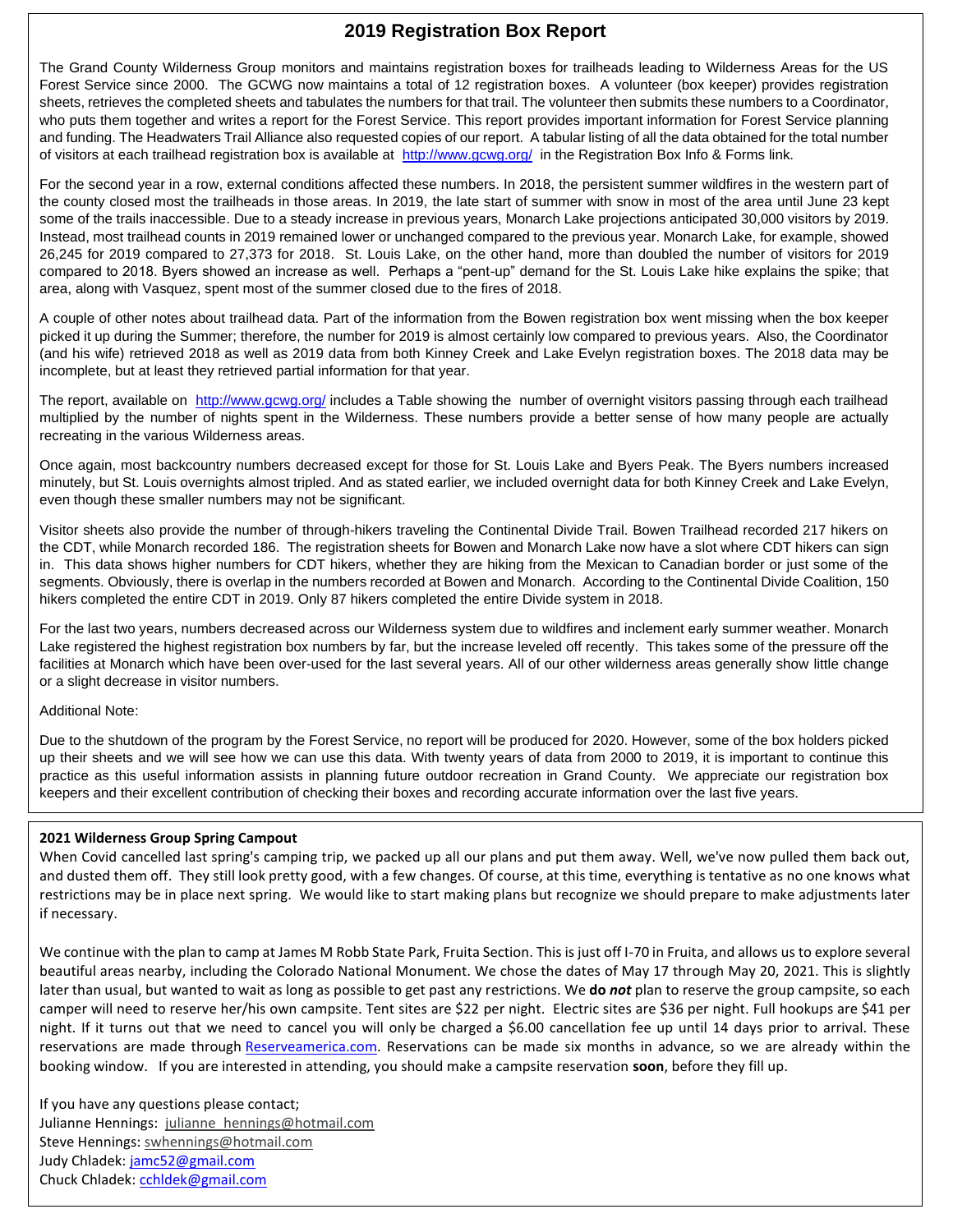## 2019 Registration Box Report

The Grand County Wilderness Group monitors and maintains registration boxes for trailheads leading to Wilderness Areas for the US Forest Service since 2000. The GCWG now maintains a total of 12 registration boxes. A volunteer (box keeper) provides registration sheets, retrieves the completed sheets and tabulates the numbers for that trail. The volunteer then submits these numbers to a Coordinator, who puts them together and writes a report for the Forest Service. This report provides important information for Forest Service planning and funding. The Headwaters Trail Alliance also requested copies of our report. A tabular listing of all the data obtained for the total number of visitors at each trailhead registration box is available at http://www.gcwg.org/ in the Registration Box Info & Forms link.

For the second year in a row, external conditions affected these numbers. In 2018, the persistent summer wildfires in the western part of the county closed most the trailheads in those areas. In 2019, the late start of summer with snow in most of the area until June 23 kept some of the trails inaccessible. Due to a steady increase in previous years, Monarch Lake projections anticipated 30,000 visitors by 2019. Instead, most trailhead counts in 2019 remained lower or unchanged compared to the previous year. Monarch Lake, for example, showed 26,245 for 2019 compared to 27,373 for 2018. St. Louis Lake, on the other hand, more than doubled the number of visitors for 2019 compared to 2018. Byers showed an increase as well. Perhaps a "pent-up" demand for the St. Louis Lake hike explains the spike; that area, along with Vasquez, spent most of the summer closed due to the fires of 2018.

A couple of other notes about trailhead data. Part of the information from the Bowen registration box went missing when the box keeper picked it up during the Summer; therefore, the number for 2019 is almost certainly low compared to previous years. Also, the Coordinator (and his wife) retrieved 2018 as well as 2019 data from both Kinney Creek and Lake Evelyn registration boxes. The 2018 data may be incomplete, but at least they retrieved partial information for that year.

The report, available on http://www.gcwg.org/ includes a Table showing the number of overnight visitors passing through each trailhead multiplied by the number of nights spent in the Wilderness. These numbers provide a better sense of how many people are actually recreating in the various Wilderness areas.

Once again, most backcountry numbers decreased except for those for St. Louis Lake and Byers Peak. The Byers numbers increased minutely, but St. Louis overnights almost tripled. And as stated earlier, we included overnight data for both Kinney Creek and Lake Evelyn, even though these smaller numbers may not be significant.

Visitor sheets also provide the number of through-hikers traveling the Continental Divide Trail. Bowen Trailhead recorded 217 hikers on the CDT, while Monarch recorded 186. The registration sheets for Bowen and Monarch Lake now have a slot where CDT hikers can sign in. This data shows higher numbers for CDT hikers, whether they are hiking from the Mexican to Canadian border or just some of the segments. Obviously, there is overlap in the numbers recorded at Bowen and Monarch. According to the Continental Divide Coalition, 150 hikers completed the entire CDT in 2019. Only 87 hikers completed the entire Divide system in 2018.

For the last two years, numbers decreased across our Wilderness system due to wildfires and inclement early summer weather. Monarch Lake registered the highest registration box numbers by far, but the increase leveled off recently. This takes some of the pressure off the facilities at Monarch which have been over-used for the last several years. All of our other wilderness areas generally show little change or a slight decrease in visitor numbers.

Additional Note:

Due to the shutdown of the program by the Forest Service, no report will be produced for 2020. However, some of the box holders picked up their sheets and we will see how we can use this data. With twenty years of data from 2000 to 2019, it is important to continue this practice as this useful information assists in planning future outdoor recreation in Grand County. We appreciate our registration box keepers and their excellent contribution of checking their boxes and recording accurate information over the last five years.

### 2021 Wilderness Group Spring Campout

When Covid cancelled last spring's camping trip, we packed up all our plans and put them away. Well, we've now pulled them back out, and dusted them off. They still look pretty good, with a few changes. Of course, at this time, everything is tentative as no one knows what restrictions may be in place next spring. We would like to start making plans but recognize we should prepare to make adjustments later if necessary.

We continue with the plan to camp at James M Robb State Park, Fruita Section. This is just off I-70 in Fruita, and allows us to explore several beautiful areas nearby, including the Colorado National Monument. We chose the dates of May 17 through May 20, 2021. This is slightly later than usual, but wanted to wait as long as possible to get past any restrictions. We **do *not*** plan to reserve the group campsite, so each camper will need to reserve her/his own campsite. Tent sites are $22 per night. Electric sites are $36 per night. Full hookups are $41 per night. If it turns out that we need to cancel you will only be charged a $6.00 cancellation fee up until 14 days prior to arrival. These reservations are made through Reserveamerica.com. Reservations can be made six months in advance, so we are already within the booking window. If you are interested in attending, you should make a campsite reservation **soon**, before they fill up.

If you have any questions please contact;
Julianne Hennings: julianne_hennings@hotmail.com
Steve Hennings: swhennings@hotmail.com
Judy Chladek: jamc52@gmail.com
Chuck Chladek: cchldek@gmail.com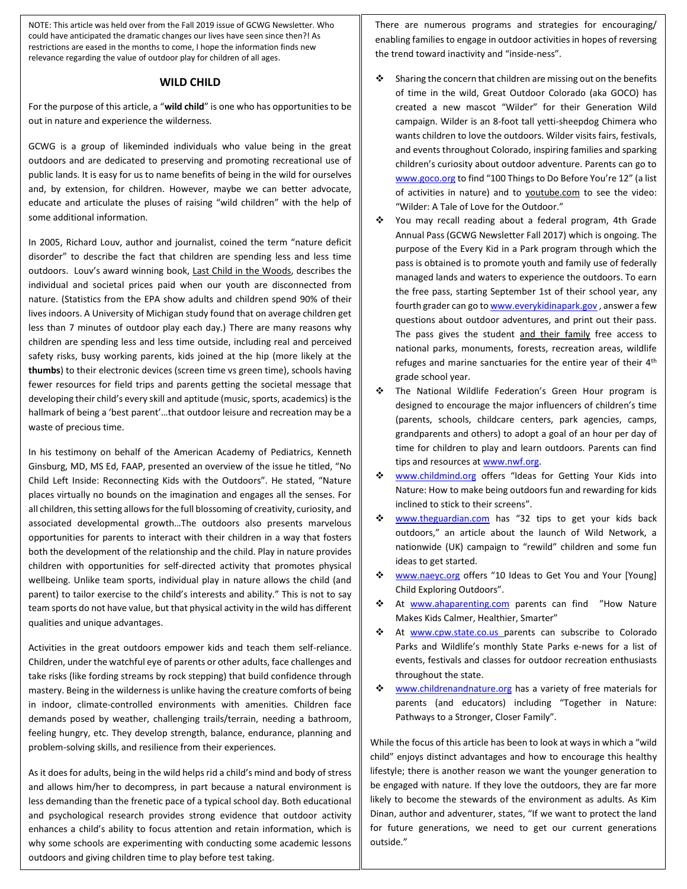NOTE: This article was held over from the Fall 2019 issue of GCWG Newsletter. Who could have anticipated the dramatic changes our lives have seen since then?! As restrictions are eased in the months to come, I hope the information finds new relevance regarding the value of outdoor play for children of all ages.

## WILD CHILD

For the purpose of this article, a "**wild child**" is one who has opportunities to be out in nature and experience the wilderness.

GCWG is a group of likeminded individuals who value being in the great outdoors and are dedicated to preserving and promoting recreational use of public lands. It is easy for us to name benefits of being in the wild for ourselves and, by extension, for children. However, maybe we can better advocate, educate and articulate the pluses of raising "wild children" with the help of some additional information.

In 2005, Richard Louv, author and journalist, coined the term "nature deficit disorder" to describe the fact that children are spending less and less time outdoors. Louv's award winning book, Last Child in the Woods, describes the individual and societal prices paid when our youth are disconnected from nature. (Statistics from the EPA show adults and children spend 90% of their lives indoors. A University of Michigan study found that on average children get less than 7 minutes of outdoor play each day.) There are many reasons why children are spending less and less time outside, including real and perceived safety risks, busy working parents, kids joined at the hip (more likely at the **thumbs**) to their electronic devices (screen time vs green time), schools having fewer resources for field trips and parents getting the societal message that developing their child's every skill and aptitude (music, sports, academics) is the hallmark of being a 'best parent'…that outdoor leisure and recreation may be a waste of precious time.

In his testimony on behalf of the American Academy of Pediatrics, Kenneth Ginsburg, MD, MS Ed, FAAP, presented an overview of the issue he titled, "No Child Left Inside: Reconnecting Kids with the Outdoors". He stated, "Nature places virtually no bounds on the imagination and engages all the senses. For all children, this setting allows for the full blossoming of creativity, curiosity, and associated developmental growth…The outdoors also presents marvelous opportunities for parents to interact with their children in a way that fosters both the development of the relationship and the child. Play in nature provides children with opportunities for self-directed activity that promotes physical wellbeing. Unlike team sports, individual play in nature allows the child (and parent) to tailor exercise to the child's interests and ability." This is not to say team sports do not have value, but that physical activity in the wild has different qualities and unique advantages.

Activities in the great outdoors empower kids and teach them self-reliance. Children, under the watchful eye of parents or other adults, face challenges and take risks (like fording streams by rock stepping) that build confidence through mastery. Being in the wilderness is unlike having the creature comforts of being in indoor, climate-controlled environments with amenities. Children face demands posed by weather, challenging trails/terrain, needing a bathroom, feeling hungry, etc. They develop strength, balance, endurance, planning and problem-solving skills, and resilience from their experiences.

As it does for adults, being in the wild helps rid a child's mind and body of stress and allows him/her to decompress, in part because a natural environment is less demanding than the frenetic pace of a typical school day. Both educational and psychological research provides strong evidence that outdoor activity enhances a child's ability to focus attention and retain information, which is why some schools are experimenting with conducting some academic lessons outdoors and giving children time to play before test taking.

There are numerous programs and strategies for encouraging/enabling families to engage in outdoor activities in hopes of reversing the trend toward inactivity and "inside-ness".

- Sharing the concern that children are missing out on the benefits of time in the wild, Great Outdoor Colorado (aka GOCO) has created a new mascot "Wilder" for their Generation Wild campaign. Wilder is an 8-foot tall yetti-sheepdog Chimera who wants children to love the outdoors. Wilder visits fairs, festivals, and events throughout Colorado, inspiring families and sparking children's curiosity about outdoor adventure. Parents can go to www.goco.org to find "100 Things to Do Before You're 12" (a list of activities in nature) and to youtube.com to see the video: "Wilder: A Tale of Love for the Outdoor."
- You may recall reading about a federal program, 4th Grade Annual Pass (GCWG Newsletter Fall 2017) which is ongoing. The purpose of the Every Kid in a Park program through which the pass is obtained is to promote youth and family use of federally managed lands and waters to experience the outdoors. To earn the free pass, starting September 1st of their school year, any fourth grader can go to www.everykidinapark.gov , answer a few questions about outdoor adventures, and print out their pass. The pass gives the student and their family free access to national parks, monuments, forests, recreation areas, wildlife refuges and marine sanctuaries for the entire year of their 4th grade school year.
- The National Wildlife Federation's Green Hour program is designed to encourage the major influencers of children's time (parents, schools, childcare centers, park agencies, camps, grandparents and others) to adopt a goal of an hour per day of time for children to play and learn outdoors. Parents can find tips and resources at www.nwf.org.
- www.childmind.org offers "Ideas for Getting Your Kids into Nature: How to make being outdoors fun and rewarding for kids inclined to stick to their screens".
- www.theguardian.com has "32 tips to get your kids back outdoors," an article about the launch of Wild Network, a nationwide (UK) campaign to "rewild" children and some fun ideas to get started.
- www.naeyc.org offers "10 Ideas to Get You and Your [Young] Child Exploring Outdoors".
- At www.ahaparenting.com parents can find "How Nature Makes Kids Calmer, Healthier, Smarter"
- At www.cpw.state.co.us parents can subscribe to Colorado Parks and Wildlife's monthly State Parks e-news for a list of events, festivals and classes for outdoor recreation enthusiasts throughout the state.
- www.childrenandnature.org has a variety of free materials for parents (and educators) including "Together in Nature: Pathways to a Stronger, Closer Family".

While the focus of this article has been to look at ways in which a "wild child" enjoys distinct advantages and how to encourage this healthy lifestyle; there is another reason we want the younger generation to be engaged with nature. If they love the outdoors, they are far more likely to become the stewards of the environment as adults. As Kim Dinan, author and adventurer, states, "If we want to protect the land for future generations, we need to get our current generations outside."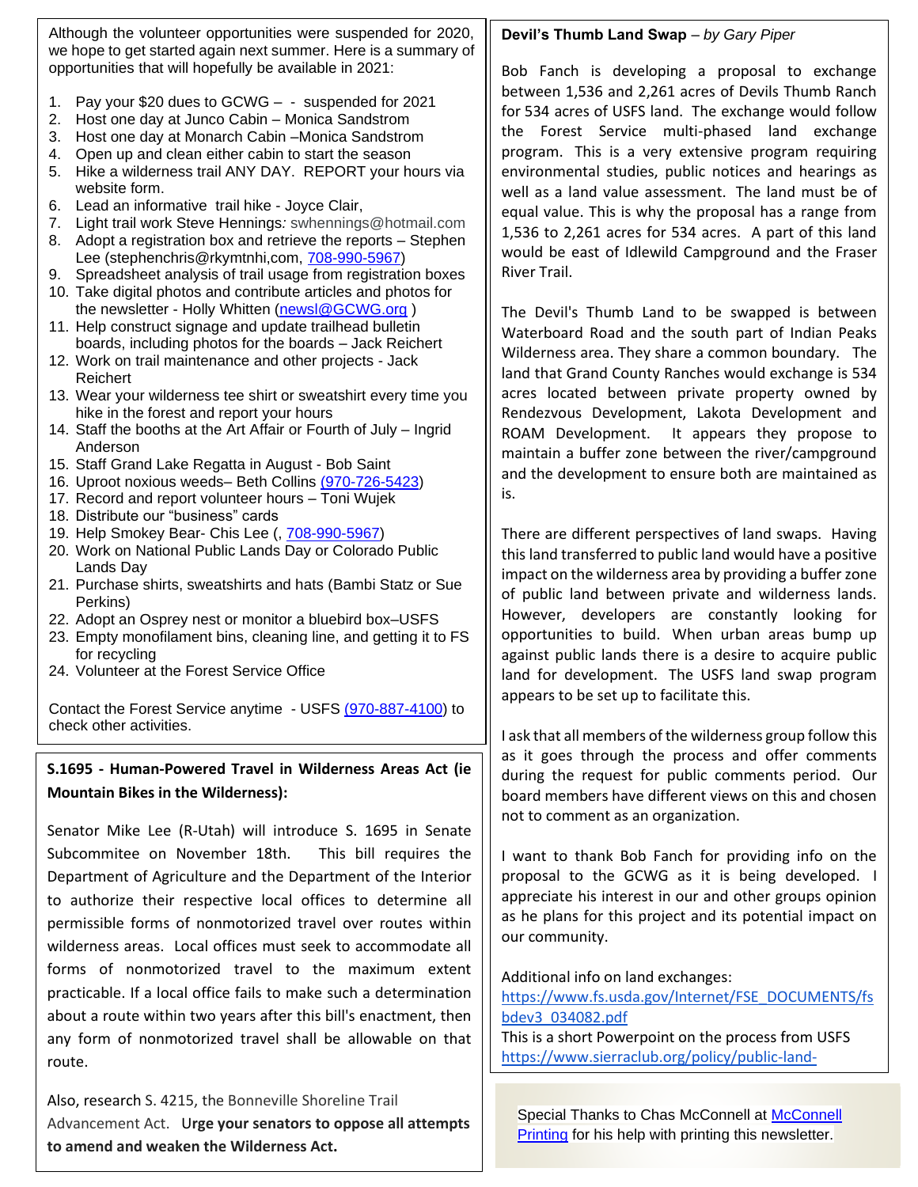Although the volunteer opportunities were suspended for 2020, we hope to get started again next summer. Here is a summary of opportunities that will hopefully be available in 2021:

1. Pay your $20 dues to GCWG – - suspended for 2021
2. Host one day at Junco Cabin – Monica Sandstrom
3. Host one day at Monarch Cabin –Monica Sandstrom
4. Open up and clean either cabin to start the season
5. Hike a wilderness trail ANY DAY. REPORT your hours via website form.
6. Lead an informative trail hike - Joyce Clair,
7. Light trail work Steve Hennings*:* swhennings@hotmail.com
8. Adopt a registration box and retrieve the reports – Stephen Lee (stephenchris@rkymtnhi,com, 708-990-5967)
9. Spreadsheet analysis of trail usage from registration boxes
10. Take digital photos and contribute articles and photos for the newsletter - Holly Whitten (newsl@GCWG.org )
11. Help construct signage and update trailhead bulletin boards, including photos for the boards – Jack Reichert
12. Work on trail maintenance and other projects - Jack Reichert
13. Wear your wilderness tee shirt or sweatshirt every time you hike in the forest and report your hours
14. Staff the booths at the Art Affair or Fourth of July – Ingrid Anderson
15. Staff Grand Lake Regatta in August - Bob Saint
16. Uproot noxious weeds– Beth Collins (970-726-5423)
17. Record and report volunteer hours – Toni Wujek
18. Distribute our "business" cards
19. Help Smokey Bear- Chis Lee (, 708-990-5967)
20. Work on National Public Lands Day or Colorado Public Lands Day
21. Purchase shirts, sweatshirts and hats (Bambi Statz or Sue Perkins)
22. Adopt an Osprey nest or monitor a bluebird box–USFS
23. Empty monofilament bins, cleaning line, and getting it to FS for recycling
24. Volunteer at the Forest Service Office

Contact the Forest Service anytime - USFS (970-887-4100) to check other activities.

**S.1695 - Human-Powered Travel in Wilderness Areas Act (ie Mountain Bikes in the Wilderness):**

Senator Mike Lee (R-Utah) will introduce S. 1695 in Senate Subcommitee on November 18th. This bill requires the Department of Agriculture and the Department of the Interior to authorize their respective local offices to determine all permissible forms of nonmotorized travel over routes within wilderness areas. Local offices must seek to accommodate all forms of nonmotorized travel to the maximum extent practicable. If a local office fails to make such a determination about a route within two years after this bill's enactment, then any form of nonmotorized travel shall be allowable on that route.

Also, research S. 4215, the Bonneville Shoreline Trail Advancement Act. **Urge your senators to oppose all attempts to amend and weaken the Wilderness Act.**

**Devil's Thumb Land Swap** – *by Gary Piper*

Bob Fanch is developing a proposal to exchange between 1,536 and 2,261 acres of Devils Thumb Ranch for 534 acres of USFS land. The exchange would follow the Forest Service multi-phased land exchange program. This is a very extensive program requiring environmental studies, public notices and hearings as well as a land value assessment. The land must be of equal value. This is why the proposal has a range from 1,536 to 2,261 acres for 534 acres. A part of this land would be east of Idlewild Campground and the Fraser River Trail.

The Devil's Thumb Land to be swapped is between Waterboard Road and the south part of Indian Peaks Wilderness area. They share a common boundary. The land that Grand County Ranches would exchange is 534 acres located between private property owned by Rendezvous Development, Lakota Development and ROAM Development. It appears they propose to maintain a buffer zone between the river/campground and the development to ensure both are maintained as is.

There are different perspectives of land swaps. Having this land transferred to public land would have a positive impact on the wilderness area by providing a buffer zone of public land between private and wilderness lands. However, developers are constantly looking for opportunities to build. When urban areas bump up against public lands there is a desire to acquire public land for development. The USFS land swap program appears to be set up to facilitate this.

I ask that all members of the wilderness group follow this as it goes through the process and offer comments during the request for public comments period. Our board members have different views on this and chosen not to comment as an organization.

I want to thank Bob Fanch for providing info on the proposal to the GCWG as it is being developed. I appreciate his interest in our and other groups opinion as he plans for this project and its potential impact on our community.

Additional info on land exchanges:
https://www.fs.usda.gov/Internet/FSE_DOCUMENTS/fsbdev3_034082.pdf
This is a short Powerpoint on the process from USFS
https://www.sierraclub.org/policy/public-land-

Special Thanks to Chas McConnell at McConnell Printing for his help with printing this newsletter.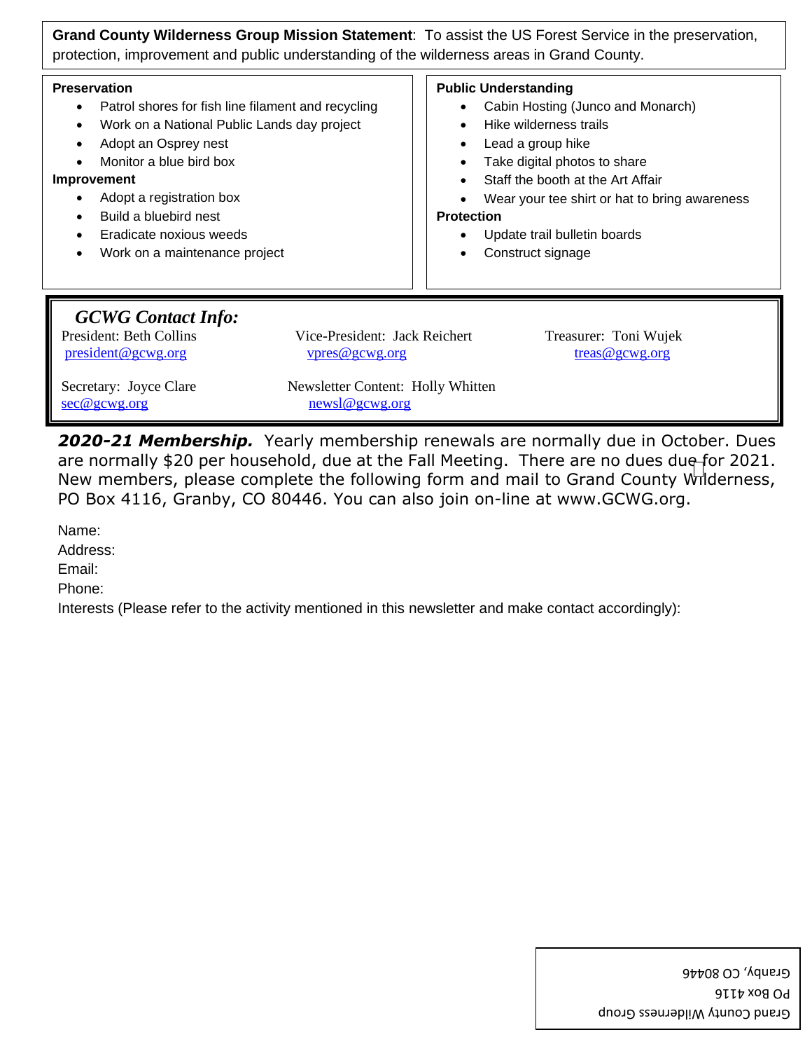**Grand County Wilderness Group Mission Statement**: To assist the US Forest Service in the preservation, protection, improvement and public understanding of the wilderness areas in Grand County.

**Preservation**

- Patrol shores for fish line filament and recycling
- Work on a National Public Lands day project
- Adopt an Osprey nest
- Monitor a blue bird box

**Improvement**

- Adopt a registration box
- Build a bluebird nest
- Eradicate noxious weeds
- Work on a maintenance project

**Public Understanding**

- Cabin Hosting (Junco and Monarch)
- Hike wilderness trails
- Lead a group hike
- Take digital photos to share
- Staff the booth at the Art Affair
- Wear your tee shirt or hat to bring awareness

**Protection**

- Update trail bulletin boards
- Construct signage

## *GCWG Contact Info:*

President: Beth Collins
president@gcwg.org

Vice-President: Jack Reichert
vpres@gcwg.org

Treasurer: Toni Wujek
treas@gcwg.org

Secretary: Joyce Clare
sec@gcwg.org

Newsletter Content: Holly Whitten
newsl@gcwg.org

***2020-21 Membership.*** Yearly membership renewals are normally due in October. Dues are normally $20 per household, due at the Fall Meeting. There are no dues due for 2021. New members, please complete the following form and mail to Grand County Wilderness, PO Box 4116, Granby, CO 80446. You can also join on-line at www.GCWG.org.

Name:

Address:

Email:

Phone:

Interests (Please refer to the activity mentioned in this newsletter and make contact accordingly):

Grand County Wilderness Group
PO Box 4116
Granby, CO 80446